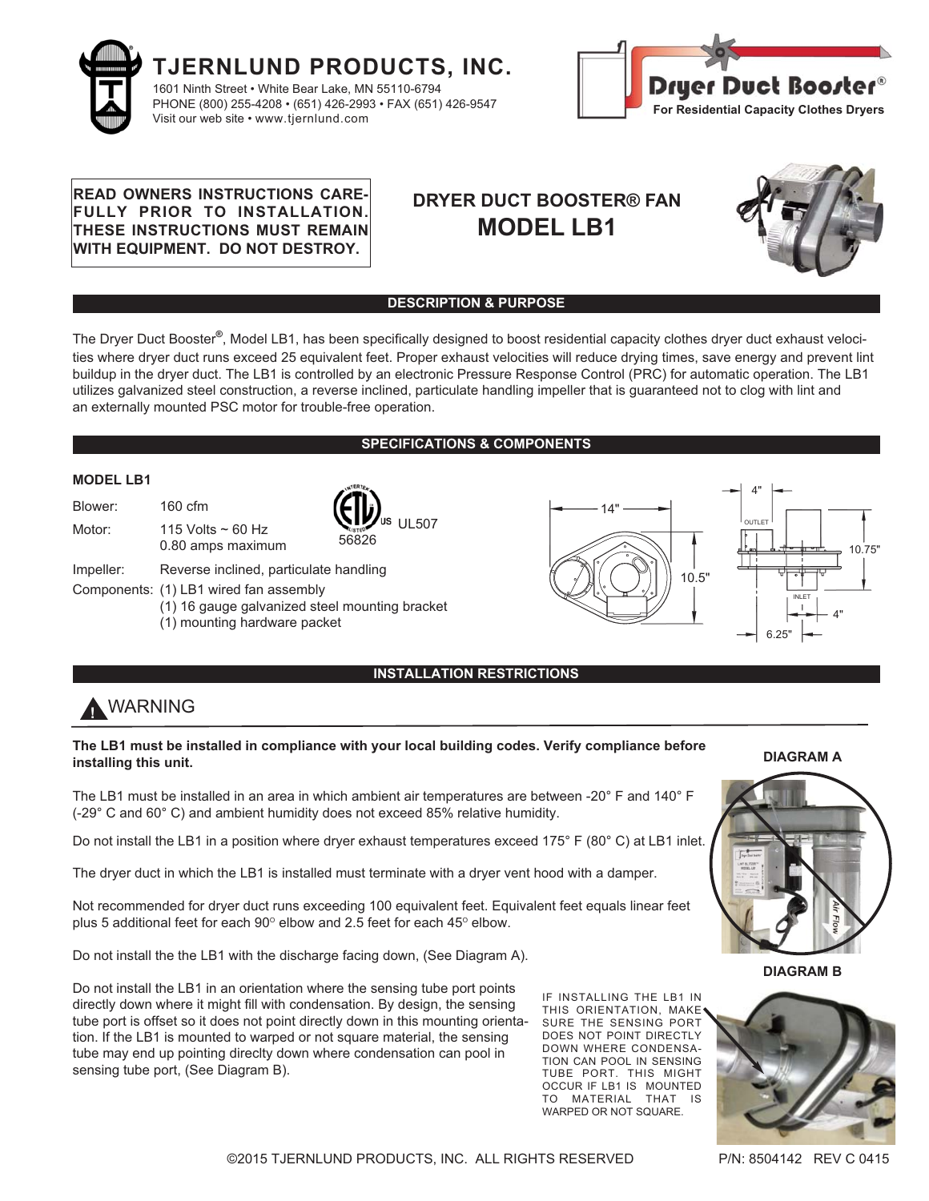# TJERNLUND PRODUCTS, INC.

1601 Ninth Street • White Bear Lake, MN 55110-6794
PHONE (800) 255-4208 • (651) 426-2993 • FAX (651) 426-9547
Visit our web site • www.tjernlund.com

**Dryer Duct Booster®**
**For Residential Capacity Clothes Dryers**

**READ OWNERS INSTRUCTIONS CAREFULLY PRIOR TO INSTALLATION. THESE INSTRUCTIONS MUST REMAIN WITH EQUIPMENT. DO NOT DESTROY.**

## DRYER DUCT BOOSTER® FAN
## MODEL LB1

### DESCRIPTION & PURPOSE

The Dryer Duct Booster®, Model LB1, has been specifically designed to boost residential capacity clothes dryer duct exhaust velocities where dryer duct runs exceed 25 equivalent feet. Proper exhaust velocities will reduce drying times, save energy and prevent lint buildup in the dryer duct. The LB1 is controlled by an electronic Pressure Response Control (PRC) for automatic operation. The LB1 utilizes galvanized steel construction, a reverse inclined, particulate handling impeller that is guaranteed not to clog with lint and an externally mounted PSC motor for trouble-free operation.

### SPECIFICATIONS & COMPONENTS

**MODEL LB1**

| | |
|---|---|
| Blower: | 160 cfm |
| Motor: | 115 Volts ~ 60 Hz<br>0.80 amps maximum |
| Impeller: | Reverse inclined, particulate handling |
| Components: | (1) LB1 wired fan assembly<br>(1) 16 gauge galvanized steel mounting bracket<br>(1) mounting hardware packet |

ETL Listed US 56826 UL507

14" 10.5" 4" OUTLET 10.75" INLET 4" 6.25"

### INSTALLATION RESTRICTIONS

**WARNING**

**The LB1 must be installed in compliance with your local building codes. Verify compliance before installing this unit.**

The LB1 must be installed in an area in which ambient air temperatures are between -20° F and 140° F (-29° C and 60° C) and ambient humidity does not exceed 85% relative humidity.

Do not install the LB1 in a position where dryer exhaust temperatures exceed 175° F (80° C) at LB1 inlet.

The dryer duct in which the LB1 is installed must terminate with a dryer vent hood with a damper.

Not recommended for dryer duct runs exceeding 100 equivalent feet. Equivalent feet equals linear feet plus 5 additional feet for each 90° elbow and 2.5 feet for each 45° elbow.

Do not install the the LB1 with the discharge facing down, (See Diagram A).

Do not install the LB1 in an orientation where the sensing tube port points directly down where it might fill with condensation. By design, the sensing tube port is offset so it does not point directly down in this mounting orientation. If the LB1 is mounted to warped or not square material, the sensing tube may end up pointing direlcty down where condensation can pool in sensing tube port, (See Diagram B).

**DIAGRAM A**

Air Flow

**DIAGRAM B**

IF INSTALLING THE LB1 IN THIS ORIENTATION, MAKE SURE THE SENSING PORT DOES NOT POINT DIRECTLY DOWN WHERE CONDENSATION CAN POOL IN SENSING TUBE PORT. THIS MIGHT OCCUR IF LB1 IS MOUNTED TO MATERIAL THAT IS WARPED OR NOT SQUARE.

©2015 TJERNLUND PRODUCTS, INC. ALL RIGHTS RESERVED P/N: 8504142 REV C 0415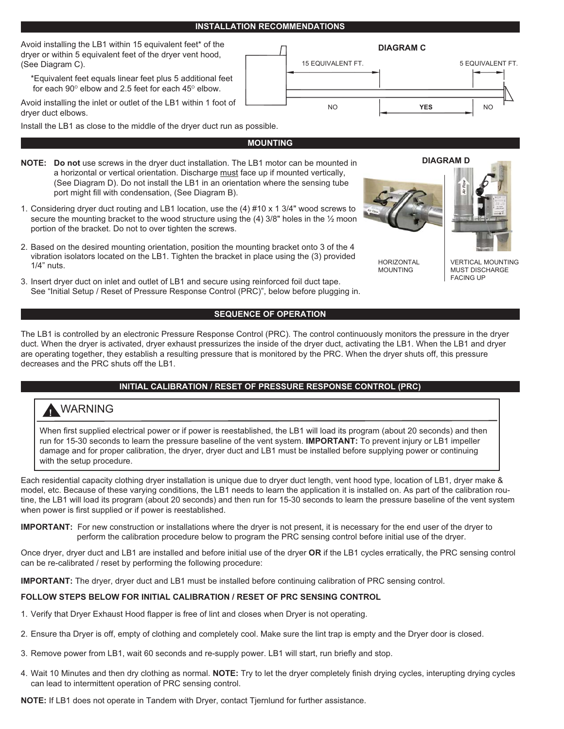## INSTALLATION RECOMMENDATIONS

Avoid installing the LB1 within 15 equivalent feet* of the dryer or within 5 equivalent feet of the dryer vent hood, (See Diagram C).

*Equivalent feet equals linear feet plus 5 additional feet for each 90° elbow and 2.5 feet for each 45° elbow.

Avoid installing the inlet or outlet of the LB1 within 1 foot of dryer duct elbows.

Install the LB1 as close to the middle of the dryer duct run as possible.

**DIAGRAM C**

15 EQUIVALENT FT. — 5 EQUIVALENT FT.

NO — **YES** — NO

## MOUNTING

**NOTE:** **Do not** use screws in the dryer duct installation. The LB1 motor can be mounted in a horizontal or vertical orientation. Discharge must face up if mounted vertically, (See Diagram D). Do not install the LB1 in an orientation where the sensing tube port might fill with condensation, (See Diagram B).

1. Considering dryer duct routing and LB1 location, use the (4) #10 x 1 3/4" wood screws to secure the mounting bracket to the wood structure using the (4) 3/8" holes in the ½ moon portion of the bracket. Do not to over tighten the screws.
2. Based on the desired mounting orientation, position the mounting bracket onto 3 of the 4 vibration isolators located on the LB1. Tighten the bracket in place using the (3) provided 1/4" nuts.
3. Insert dryer duct on inlet and outlet of LB1 and secure using reinforced foil duct tape. See "Initial Setup / Reset of Pressure Response Control (PRC)", below before plugging in.

**DIAGRAM D**

HORIZONTAL MOUNTING

VERTICAL MOUNTING MUST DISCHARGE FACING UP

## SEQUENCE OF OPERATION

The LB1 is controlled by an electronic Pressure Response Control (PRC). The control continuously monitors the pressure in the dryer duct. When the dryer is activated, dryer exhaust pressurizes the inside of the dryer duct, activating the LB1. When the LB1 and dryer are operating together, they establish a resulting pressure that is monitored by the PRC. When the dryer shuts off, this pressure decreases and the PRC shuts off the LB1.

## INITIAL CALIBRATION / RESET OF PRESSURE RESPONSE CONTROL (PRC)

> **⚠ WARNING**
>
> When first supplied electrical power or if power is reestablished, the LB1 will load its program (about 20 seconds) and then run for 15-30 seconds to learn the pressure baseline of the vent system. **IMPORTANT:** To prevent injury or LB1 impeller damage and for proper calibration, the dryer, dryer duct and LB1 must be installed before supplying power or continuing with the setup procedure.

Each residential capacity clothing dryer installation is unique due to dryer duct length, vent hood type, location of LB1, dryer make & model, etc. Because of these varying conditions, the LB1 needs to learn the application it is installed on. As part of the calibration routine, the LB1 will load its program (about 20 seconds) and then run for 15-30 seconds to learn the pressure baseline of the vent system when power is first supplied or if power is reestablished.

**IMPORTANT:** For new construction or installations where the dryer is not present, it is necessary for the end user of the dryer to perform the calibration procedure below to program the PRC sensing control before initial use of the dryer.

Once dryer, dryer duct and LB1 are installed and before initial use of the dryer **OR** if the LB1 cycles erratically, the PRC sensing control can be re-calibrated / reset by performing the following procedure:

**IMPORTANT:** The dryer, dryer duct and LB1 must be installed before continuing calibration of PRC sensing control.

**FOLLOW STEPS BELOW FOR INITIAL CALIBRATION / RESET OF PRC SENSING CONTROL**

1. Verify that Dryer Exhaust Hood flapper is free of lint and closes when Dryer is not operating.
2. Ensure tha Dryer is off, empty of clothing and completely cool. Make sure the lint trap is empty and the Dryer door is closed.
3. Remove power from LB1, wait 60 seconds and re-supply power. LB1 will start, run briefly and stop.
4. Wait 10 Minutes and then dry clothing as normal. **NOTE:** Try to let the dryer completely finish drying cycles, interupting drying cycles can lead to intermittent operation of PRC sensing control.

**NOTE:** If LB1 does not operate in Tandem with Dryer, contact Tjernlund for further assistance.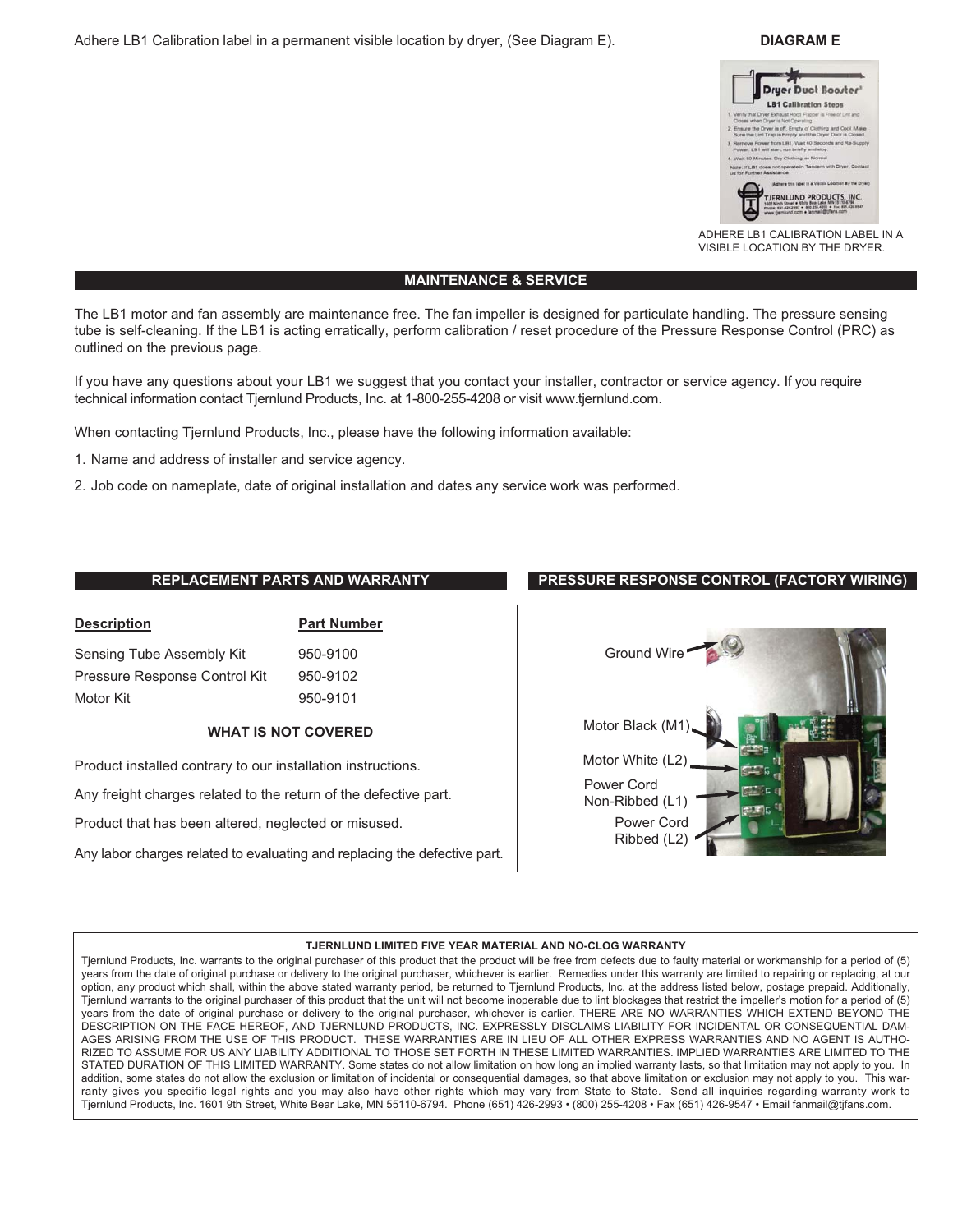Adhere LB1 Calibration label in a permanent visible location by dryer, (See Diagram E).

**DIAGRAM E**

ADHERE LB1 CALIBRATION LABEL IN A VISIBLE LOCATION BY THE DRYER.

## MAINTENANCE & SERVICE

The LB1 motor and fan assembly are maintenance free. The fan impeller is designed for particulate handling. The pressure sensing tube is self-cleaning. If the LB1 is acting erratically, perform calibration / reset procedure of the Pressure Response Control (PRC) as outlined on the previous page.

If you have any questions about your LB1 we suggest that you contact your installer, contractor or service agency. If you require technical information contact Tjernlund Products, Inc. at 1-800-255-4208 or visit www.tjernlund.com.

When contacting Tjernlund Products, Inc., please have the following information available:

1. Name and address of installer and service agency.
2. Job code on nameplate, date of original installation and dates any service work was performed.

## REPLACEMENT PARTS AND WARRANTY

| Description | Part Number |
|---|---|
| Sensing Tube Assembly Kit | 950-9100 |
| Pressure Response Control Kit | 950-9102 |
| Motor Kit | 950-9101 |

**WHAT IS NOT COVERED**

Product installed contrary to our installation instructions.

Any freight charges related to the return of the defective part.

Product that has been altered, neglected or misused.

Any labor charges related to evaluating and replacing the defective part.

## PRESSURE RESPONSE CONTROL (FACTORY WIRING)

Ground Wire

Motor Black (M1)

Motor White (L2)

Power Cord Non-Ribbed (L1)

Power Cord Ribbed (L2)

**TJERNLUND LIMITED FIVE YEAR MATERIAL AND NO-CLOG WARRANTY**

Tjernlund Products, Inc. warrants to the original purchaser of this product that the product will be free from defects due to faulty material or workmanship for a period of (5) years from the date of original purchase or delivery to the original purchaser, whichever is earlier. Remedies under this warranty are limited to repairing or replacing, at our option, any product which shall, within the above stated warranty period, be returned to Tjernlund Products, Inc. at the address listed below, postage prepaid. Additionally, Tjernlund warrants to the original purchaser of this product that the unit will not become inoperable due to lint blockages that restrict the impeller's motion for a period of (5) years from the date of original purchase or delivery to the original purchaser, whichever is earlier. THERE ARE NO WARRANTIES WHICH EXTEND BEYOND THE DESCRIPTION ON THE FACE HEREOF, AND TJERNLUND PRODUCTS, INC. EXPRESSLY DISCLAIMS LIABILITY FOR INCIDENTAL OR CONSEQUENTIAL DAMAGES ARISING FROM THE USE OF THIS PRODUCT. THESE WARRANTIES ARE IN LIEU OF ALL OTHER EXPRESS WARRANTIES AND NO AGENT IS AUTHORIZED TO ASSUME FOR US ANY LIABILITY ADDITIONAL TO THOSE SET FORTH IN THESE LIMITED WARRANTIES. IMPLIED WARRANTIES ARE LIMITED TO THE STATED DURATION OF THIS LIMITED WARRANTY. Some states do not allow limitation on how long an implied warranty lasts, so that limitation may not apply to you. In addition, some states do not allow the exclusion or limitation of incidental or consequential damages, so that above limitation or exclusion may not apply to you. This warranty gives you specific legal rights and you may also have other rights which may vary from State to State. Send all inquiries regarding warranty work to Tjernlund Products, Inc. 1601 9th Street, White Bear Lake, MN 55110-6794. Phone (651) 426-2993 • (800) 255-4208 • Fax (651) 426-9547 • Email fanmail@tjfans.com.